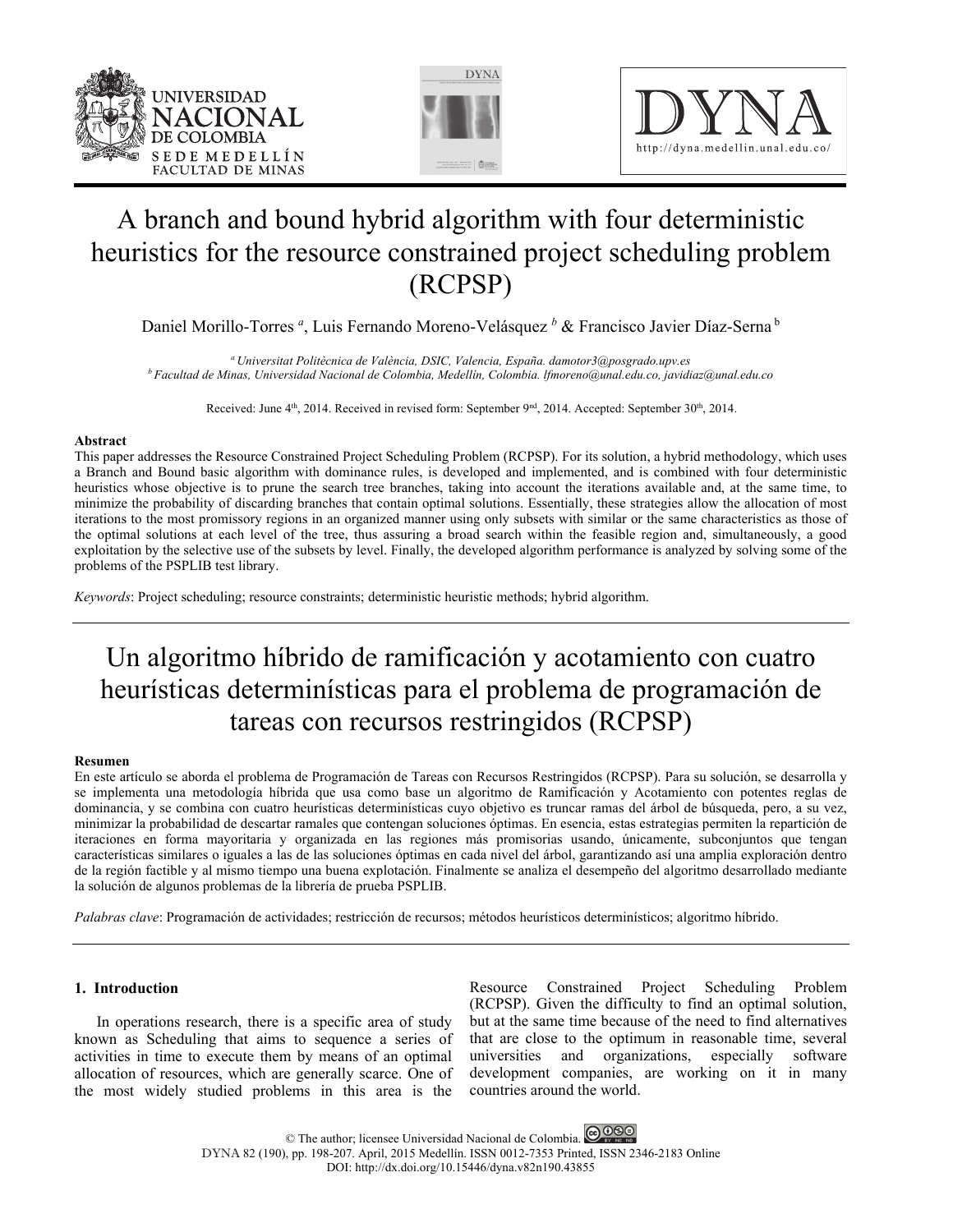# A branch and bound hybrid algorithm with four deterministic heuristics for the resource constrained project scheduling problem (RCPSP)

Daniel Morillo-Torres [a], Luis Fernando Moreno-Velásquez [b] & Francisco Javier Díaz-Serna [b]

[a] *Universitat Politècnica de València, DSIC, Valencia, España. damotor3@posgrado.upv.es*
[b] *Facultad de Minas, Universidad Nacional de Colombia, Medellín, Colombia. lfmoreno@unal.edu.co, javidiaz@unal.edu.co*

Received: June 4th, 2014. Received in revised form: September 9nd, 2014. Accepted: September 30th, 2014.

## Abstract

This paper addresses the Resource Constrained Project Scheduling Problem (RCPSP). For its solution, a hybrid methodology, which uses a Branch and Bound basic algorithm with dominance rules, is developed and implemented, and is combined with four deterministic heuristics whose objective is to prune the search tree branches, taking into account the iterations available and, at the same time, to minimize the probability of discarding branches that contain optimal solutions. Essentially, these strategies allow the allocation of most iterations to the most promissory regions in an organized manner using only subsets with similar or the same characteristics as those of the optimal solutions at each level of the tree, thus assuring a broad search within the feasible region and, simultaneously, a good exploitation by the selective use of the subsets by level. Finally, the developed algorithm performance is analyzed by solving some of the problems of the PSPLIB test library.

*Keywords*: Project scheduling; resource constraints; deterministic heuristic methods; hybrid algorithm.

# Un algoritmo híbrido de ramificación y acotamiento con cuatro heurísticas determinísticas para el problema de programación de tareas con recursos restringidos (RCPSP)

## Resumen

En este artículo se aborda el problema de Programación de Tareas con Recursos Restringidos (RCPSP). Para su solución, se desarrolla y se implementa una metodología híbrida que usa como base un algoritmo de Ramificación y Acotamiento con potentes reglas de dominancia, y se combina con cuatro heurísticas determinísticas cuyo objetivo es truncar ramas del árbol de búsqueda, pero, a su vez, minimizar la probabilidad de descartar ramales que contengan soluciones óptimas. En esencia, estas estrategias permiten la repartición de iteraciones en forma mayoritaria y organizada en las regiones más promisorias usando, únicamente, subconjuntos que tengan características similares o iguales a las de las soluciones óptimas en cada nivel del árbol, garantizando así una amplia exploración dentro de la región factible y al mismo tiempo una buena explotación. Finalmente se analiza el desempeño del algoritmo desarrollado mediante la solución de algunos problemas de la librería de prueba PSPLIB.

*Palabras clave*: Programación de actividades; restricción de recursos; métodos heurísticos determinísticos; algoritmo híbrido.

## 1. Introduction

In operations research, there is a specific area of study known as Scheduling that aims to sequence a series of activities in time to execute them by means of an optimal allocation of resources, which are generally scarce. One of the most widely studied problems in this area is the Resource Constrained Project Scheduling Problem (RCPSP). Given the difficulty to find an optimal solution, but at the same time because of the need to find alternatives that are close to the optimum in reasonable time, several universities and organizations, especially software development companies, are working on it in many countries around the world.

© The author; licensee Universidad Nacional de Colombia.
DYNA 82 (190), pp. 198-207. April, 2015 Medellín. ISSN 0012-7353 Printed, ISSN 2346-2183 Online
DOI: http://dx.doi.org/10.15446/dyna.v82n190.43855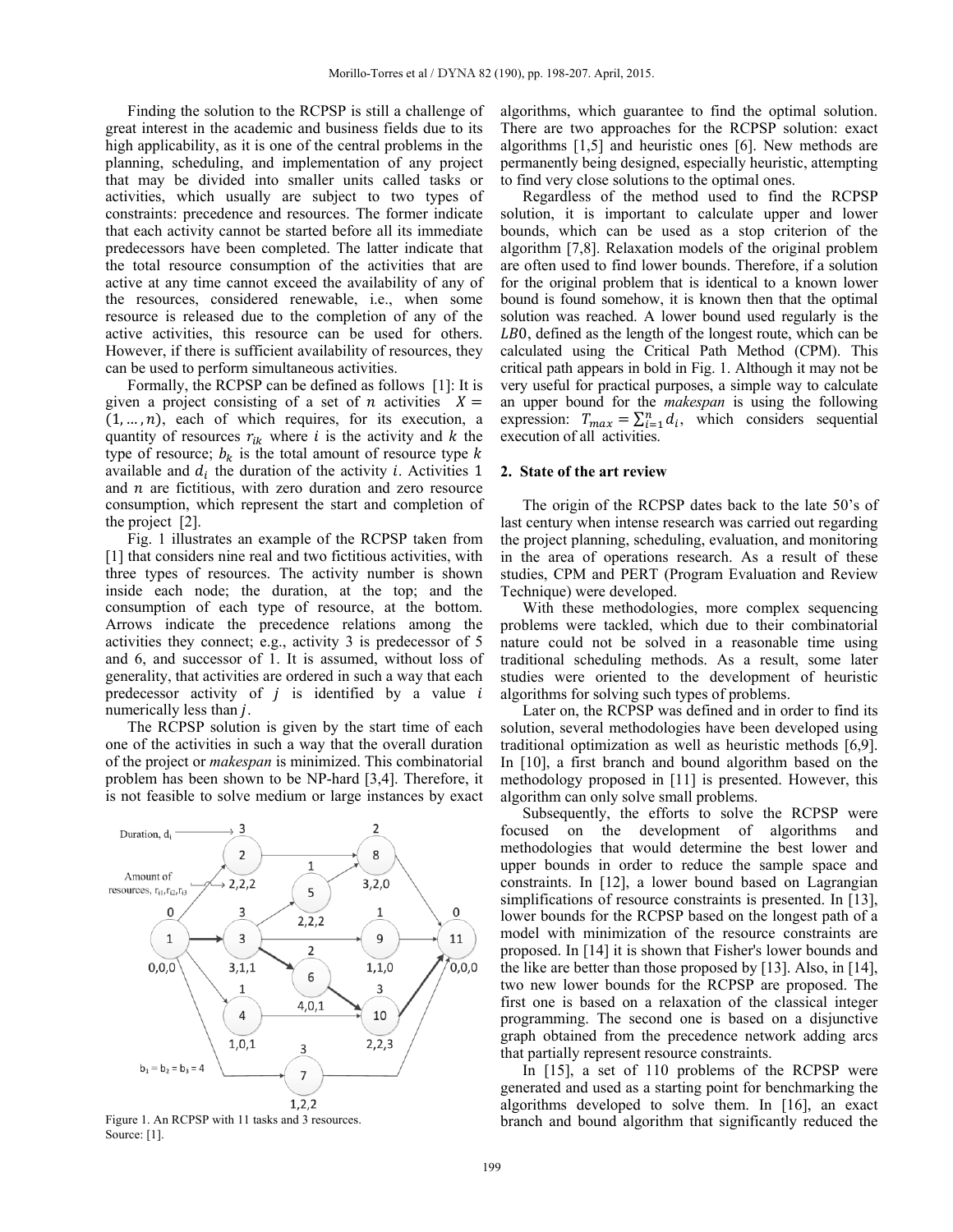Finding the solution to the RCPSP is still a challenge of great interest in the academic and business fields due to its high applicability, as it is one of the central problems in the planning, scheduling, and implementation of any project that may be divided into smaller units called tasks or activities, which usually are subject to two types of constraints: precedence and resources. The former indicate that each activity cannot be started before all its immediate predecessors have been completed. The latter indicate that the total resource consumption of the activities that are active at any time cannot exceed the availability of any of the resources, considered renewable, i.e., when some resource is released due to the completion of any of the active activities, this resource can be used for others. However, if there is sufficient availability of resources, they can be used to perform simultaneous activities.

Formally, the RCPSP can be defined as follows [1]: It is given a project consisting of a set of $n$ activities $X = (1, \ldots, n)$, each of which requires, for its execution, a quantity of resources $r_{ik}$ where $i$ is the activity and $k$ the type of resource; $b_k$ is the total amount of resource type $k$ available and $d_i$ the duration of the activity $i$. Activities 1 and $n$ are fictitious, with zero duration and zero resource consumption, which represent the start and completion of the project [2].

Fig. 1 illustrates an example of the RCPSP taken from [1] that considers nine real and two fictitious activities, with three types of resources. The activity number is shown inside each node; the duration, at the top; and the consumption of each type of resource, at the bottom. Arrows indicate the precedence relations among the activities they connect; e.g., activity 3 is predecessor of 5 and 6, and successor of 1. It is assumed, without loss of generality, that activities are ordered in such a way that each predecessor activity of $j$ is identified by a value $i$ numerically less than $j$.

The RCPSP solution is given by the start time of each one of the activities in such a way that the overall duration of the project or *makespan* is minimized. This combinatorial problem has been shown to be NP-hard [3,4]. Therefore, it is not feasible to solve medium or large instances by exact algorithms, which guarantee to find the optimal solution. There are two approaches for the RCPSP solution: exact algorithms [1,5] and heuristic ones [6]. New methods are permanently being designed, especially heuristic, attempting to find very close solutions to the optimal ones.

Figure 1. An RCPSP with 11 tasks and 3 resources.
Source: [1].

Regardless of the method used to find the RCPSP solution, it is important to calculate upper and lower bounds, which can be used as a stop criterion of the algorithm [7,8]. Relaxation models of the original problem are often used to find lower bounds. Therefore, if a solution for the original problem that is identical to a known lower bound is found somehow, it is known then that the optimal solution was reached. A lower bound used regularly is the $LB0$, defined as the length of the longest route, which can be calculated using the Critical Path Method (CPM). This critical path appears in bold in Fig. 1. Although it may not be very useful for practical purposes, a simple way to calculate an upper bound for the *makespan* is using the following expression: $T_{max} = \sum_{i=1}^{n} d_i$, which considers sequential execution of all activities.

## 2. State of the art review

The origin of the RCPSP dates back to the late 50's of last century when intense research was carried out regarding the project planning, scheduling, evaluation, and monitoring in the area of operations research. As a result of these studies, CPM and PERT (Program Evaluation and Review Technique) were developed.

With these methodologies, more complex sequencing problems were tackled, which due to their combinatorial nature could not be solved in a reasonable time using traditional scheduling methods. As a result, some later studies were oriented to the development of heuristic algorithms for solving such types of problems.

Later on, the RCPSP was defined and in order to find its solution, several methodologies have been developed using traditional optimization as well as heuristic methods [6,9]. In [10], a first branch and bound algorithm based on the methodology proposed in [11] is presented. However, this algorithm can only solve small problems.

Subsequently, the efforts to solve the RCPSP were focused on the development of algorithms and methodologies that would determine the best lower and upper bounds in order to reduce the sample space and constraints. In [12], a lower bound based on Lagrangian simplifications of resource constraints is presented. In [13], lower bounds for the RCPSP based on the longest path of a model with minimization of the resource constraints are proposed. In [14] it is shown that Fisher's lower bounds and the like are better than those proposed by [13]. Also, in [14], two new lower bounds for the RCPSP are proposed. The first one is based on a relaxation of the classical integer programming. The second one is based on a disjunctive graph obtained from the precedence network adding arcs that partially represent resource constraints.

In [15], a set of 110 problems of the RCPSP were generated and used as a starting point for benchmarking the algorithms developed to solve them. In [16], an exact branch and bound algorithm that significantly reduced the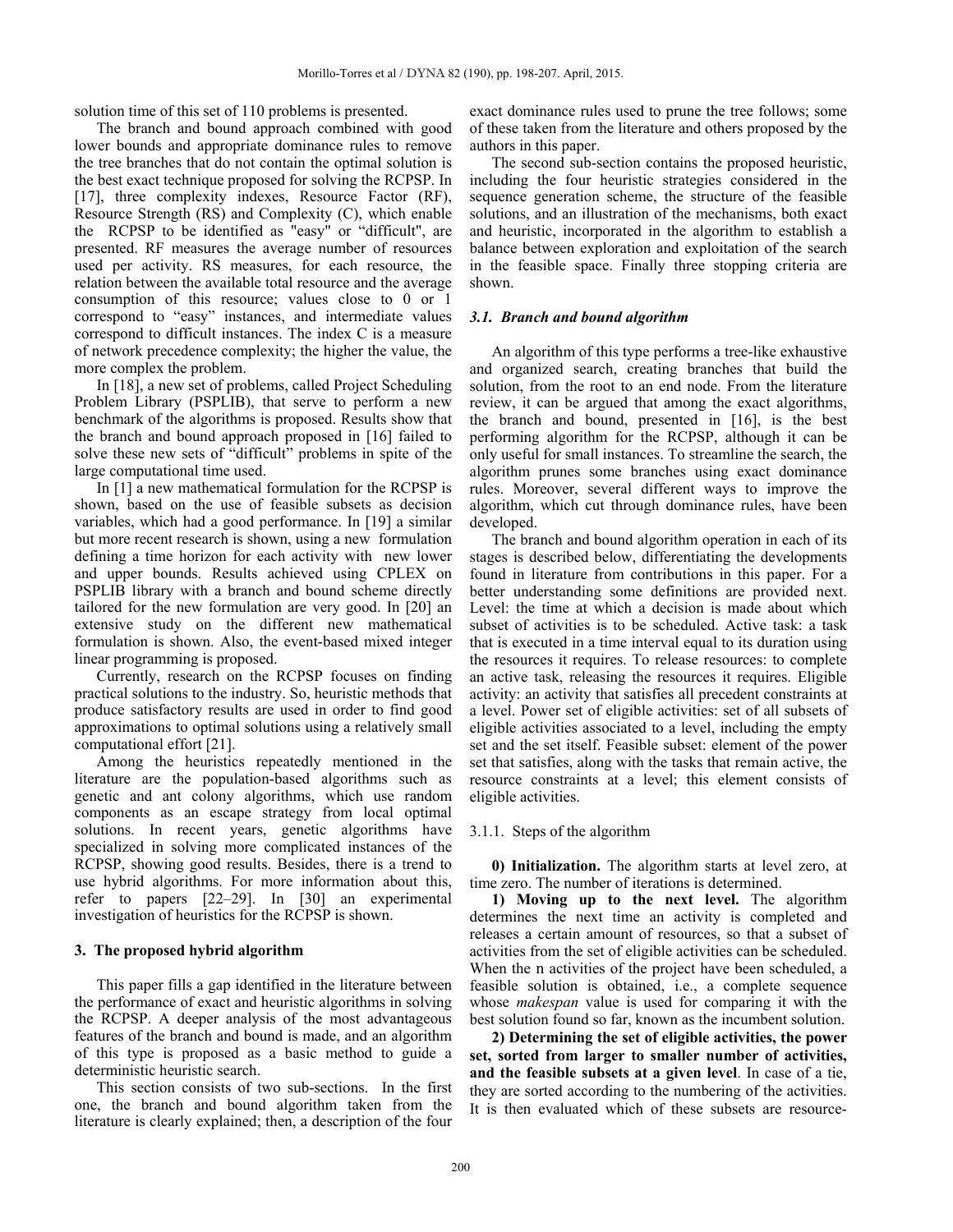solution time of this set of 110 problems is presented.

The branch and bound approach combined with good lower bounds and appropriate dominance rules to remove the tree branches that do not contain the optimal solution is the best exact technique proposed for solving the RCPSP. In [17], three complexity indexes, Resource Factor (RF), Resource Strength (RS) and Complexity (C), which enable the RCPSP to be identified as "easy" or "difficult", are presented. RF measures the average number of resources used per activity. RS measures, for each resource, the relation between the available total resource and the average consumption of this resource; values close to 0 or 1 correspond to "easy" instances, and intermediate values correspond to difficult instances. The index C is a measure of network precedence complexity; the higher the value, the more complex the problem.

In [18], a new set of problems, called Project Scheduling Problem Library (PSPLIB), that serve to perform a new benchmark of the algorithms is proposed. Results show that the branch and bound approach proposed in [16] failed to solve these new sets of "difficult" problems in spite of the large computational time used.

In [1] a new mathematical formulation for the RCPSP is shown, based on the use of feasible subsets as decision variables, which had a good performance. In [19] a similar but more recent research is shown, using a new formulation defining a time horizon for each activity with new lower and upper bounds. Results achieved using CPLEX on PSPLIB library with a branch and bound scheme directly tailored for the new formulation are very good. In [20] an extensive study on the different new mathematical formulation is shown. Also, the event-based mixed integer linear programming is proposed.

Currently, research on the RCPSP focuses on finding practical solutions to the industry. So, heuristic methods that produce satisfactory results are used in order to find good approximations to optimal solutions using a relatively small computational effort [21].

Among the heuristics repeatedly mentioned in the literature are the population-based algorithms such as genetic and ant colony algorithms, which use random components as an escape strategy from local optimal solutions. In recent years, genetic algorithms have specialized in solving more complicated instances of the RCPSP, showing good results. Besides, there is a trend to use hybrid algorithms. For more information about this, refer to papers [22–29]. In [30] an experimental investigation of heuristics for the RCPSP is shown.

## 3. The proposed hybrid algorithm

This paper fills a gap identified in the literature between the performance of exact and heuristic algorithms in solving the RCPSP. A deeper analysis of the most advantageous features of the branch and bound is made, and an algorithm of this type is proposed as a basic method to guide a deterministic heuristic search.

This section consists of two sub-sections. In the first one, the branch and bound algorithm taken from the literature is clearly explained; then, a description of the four exact dominance rules used to prune the tree follows; some of these taken from the literature and others proposed by the authors in this paper.

The second sub-section contains the proposed heuristic, including the four heuristic strategies considered in the sequence generation scheme, the structure of the feasible solutions, and an illustration of the mechanisms, both exact and heuristic, incorporated in the algorithm to establish a balance between exploration and exploitation of the search in the feasible space. Finally three stopping criteria are shown.

### *3.1. Branch and bound algorithm*

An algorithm of this type performs a tree-like exhaustive and organized search, creating branches that build the solution, from the root to an end node. From the literature review, it can be argued that among the exact algorithms, the branch and bound, presented in [16], is the best performing algorithm for the RCPSP, although it can be only useful for small instances. To streamline the search, the algorithm prunes some branches using exact dominance rules. Moreover, several different ways to improve the algorithm, which cut through dominance rules, have been developed.

The branch and bound algorithm operation in each of its stages is described below, differentiating the developments found in literature from contributions in this paper. For a better understanding some definitions are provided next. Level: the time at which a decision is made about which subset of activities is to be scheduled. Active task: a task that is executed in a time interval equal to its duration using the resources it requires. To release resources: to complete an active task, releasing the resources it requires. Eligible activity: an activity that satisfies all precedent constraints at a level. Power set of eligible activities: set of all subsets of eligible activities associated to a level, including the empty set and the set itself. Feasible subset: element of the power set that satisfies, along with the tasks that remain active, the resource constraints at a level; this element consists of eligible activities.

#### 3.1.1. Steps of the algorithm

**0) Initialization.** The algorithm starts at level zero, at time zero. The number of iterations is determined.

**1) Moving up to the next level.** The algorithm determines the next time an activity is completed and releases a certain amount of resources, so that a subset of activities from the set of eligible activities can be scheduled. When the n activities of the project have been scheduled, a feasible solution is obtained, i.e., a complete sequence whose *makespan* value is used for comparing it with the best solution found so far, known as the incumbent solution.

**2) Determining the set of eligible activities, the power set, sorted from larger to smaller number of activities, and the feasible subsets at a given level**. In case of a tie, they are sorted according to the numbering of the activities. It is then evaluated which of these subsets are resource-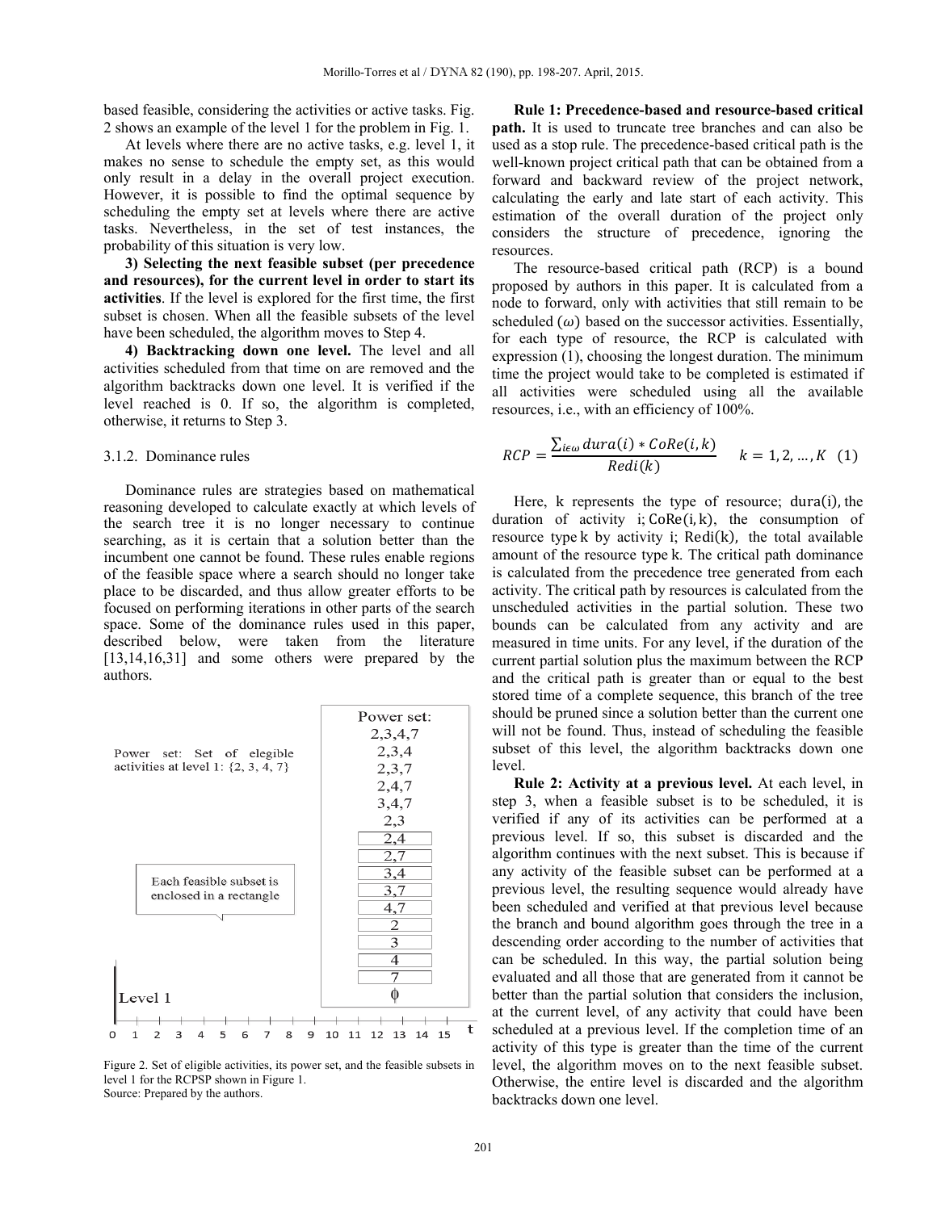based feasible, considering the activities or active tasks. Fig. 2 shows an example of the level 1 for the problem in Fig. 1.

At levels where there are no active tasks, e.g. level 1, it makes no sense to schedule the empty set, as this would only result in a delay in the overall project execution. However, it is possible to find the optimal sequence by scheduling the empty set at levels where there are active tasks. Nevertheless, in the set of test instances, the probability of this situation is very low.

**3) Selecting the next feasible subset (per precedence and resources), for the current level in order to start its activities**. If the level is explored for the first time, the first subset is chosen. When all the feasible subsets of the level have been scheduled, the algorithm moves to Step 4.

**4) Backtracking down one level.** The level and all activities scheduled from that time on are removed and the algorithm backtracks down one level. It is verified if the level reached is 0. If so, the algorithm is completed, otherwise, it returns to Step 3.

### 3.1.2. Dominance rules

Dominance rules are strategies based on mathematical reasoning developed to calculate exactly at which levels of the search tree it is no longer necessary to continue searching, as it is certain that a solution better than the incumbent one cannot be found. These rules enable regions of the feasible space where a search should no longer take place to be discarded, and thus allow greater efforts to be focused on performing iterations in other parts of the search space. Some of the dominance rules used in this paper, described below, were taken from the literature [13,14,16,31] and some others were prepared by the authors.

Figure 2. Set of eligible activities, its power set, and the feasible subsets in level 1 for the RCPSP shown in Figure 1.
Source: Prepared by the authors.

**Rule 1: Precedence-based and resource-based critical path.** It is used to truncate tree branches and can also be used as a stop rule. The precedence-based critical path is the well-known project critical path that can be obtained from a forward and backward review of the project network, calculating the early and late start of each activity. This estimation of the overall duration of the project only considers the structure of precedence, ignoring the resources.

The resource-based critical path (RCP) is a bound proposed by authors in this paper. It is calculated from a node to forward, only with activities that still remain to be scheduled ($\omega$) based on the successor activities. Essentially, for each type of resource, the RCP is calculated with expression (1), choosing the longest duration. The minimum time the project would take to be completed is estimated if all activities were scheduled using all the available resources, i.e., with an efficiency of 100%.

$$RCP = \frac{\sum_{i \epsilon \omega} dura(i) * CoRe(i,k)}{Redi(k)} \qquad k = 1, 2, \ldots, K \quad (1)$$

Here, k represents the type of resource; $\mathrm{dura(i)}$, the duration of activity i; $\mathrm{CoRe(i,k)}$, the consumption of resource type k by activity i; $\mathrm{Redi(k)}$, the total available amount of the resource type k. The critical path dominance is calculated from the precedence tree generated from each activity. The critical path by resources is calculated from the unscheduled activities in the partial solution. These two bounds can be calculated from any activity and are measured in time units. For any level, if the duration of the current partial solution plus the maximum between the RCP and the critical path is greater than or equal to the best stored time of a complete sequence, this branch of the tree should be pruned since a solution better than the current one will not be found. Thus, instead of scheduling the feasible subset of this level, the algorithm backtracks down one level.

**Rule 2: Activity at a previous level.** At each level, in step 3, when a feasible subset is to be scheduled, it is verified if any of its activities can be performed at a previous level. If so, this subset is discarded and the algorithm continues with the next subset. This is because if any activity of the feasible subset can be performed at a previous level, the resulting sequence would already have been scheduled and verified at that previous level because the branch and bound algorithm goes through the tree in a descending order according to the number of activities that can be scheduled. In this way, the partial solution being evaluated and all those that are generated from it cannot be better than the partial solution that considers the inclusion, at the current level, of any activity that could have been scheduled at a previous level. If the completion time of an activity of this type is greater than the time of the current level, the algorithm moves on to the next feasible subset. Otherwise, the entire level is discarded and the algorithm backtracks down one level.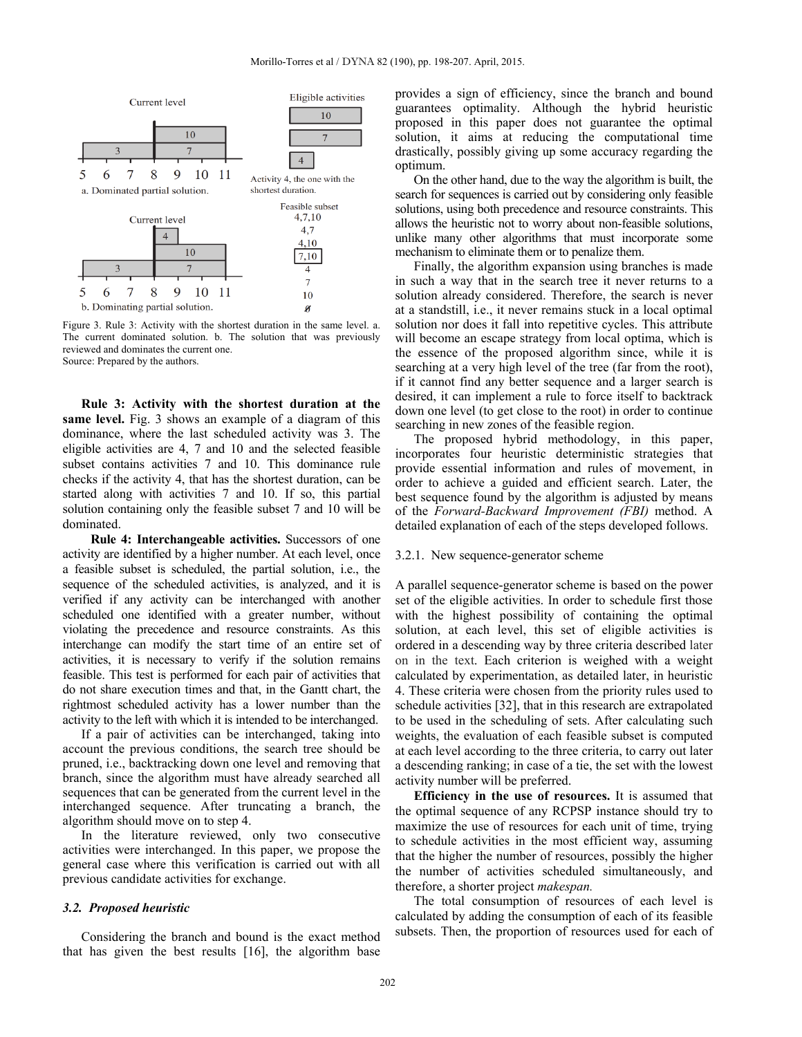Figure 3. Rule 3: Activity with the shortest duration in the same level. a. The current dominated solution. b. The solution that was previously reviewed and dominates the current one.
Source: Prepared by the authors.

**Rule 3: Activity with the shortest duration at the same level.** Fig. 3 shows an example of a diagram of this dominance, where the last scheduled activity was 3. The eligible activities are 4, 7 and 10 and the selected feasible subset contains activities 7 and 10. This dominance rule checks if the activity 4, that has the shortest duration, can be started along with activities 7 and 10. If so, this partial solution containing only the feasible subset 7 and 10 will be dominated.

**Rule 4: Interchangeable activities.** Successors of one activity are identified by a higher number. At each level, once a feasible subset is scheduled, the partial solution, i.e., the sequence of the scheduled activities, is analyzed, and it is verified if any activity can be interchanged with another scheduled one identified with a greater number, without violating the precedence and resource constraints. As this interchange can modify the start time of an entire set of activities, it is necessary to verify if the solution remains feasible. This test is performed for each pair of activities that do not share execution times and that, in the Gantt chart, the rightmost scheduled activity has a lower number than the activity to the left with which it is intended to be interchanged.

If a pair of activities can be interchanged, taking into account the previous conditions, the search tree should be pruned, i.e., backtracking down one level and removing that branch, since the algorithm must have already searched all sequences that can be generated from the current level in the interchanged sequence. After truncating a branch, the algorithm should move on to step 4.

In the literature reviewed, only two consecutive activities were interchanged. In this paper, we propose the general case where this verification is carried out with all previous candidate activities for exchange.

### 3.2. Proposed heuristic

Considering the branch and bound is the exact method that has given the best results [16], the algorithm base provides a sign of efficiency, since the branch and bound guarantees optimality. Although the hybrid heuristic proposed in this paper does not guarantee the optimal solution, it aims at reducing the computational time drastically, possibly giving up some accuracy regarding the optimum.

On the other hand, due to the way the algorithm is built, the search for sequences is carried out by considering only feasible solutions, using both precedence and resource constraints. This allows the heuristic not to worry about non-feasible solutions, unlike many other algorithms that must incorporate some mechanism to eliminate them or to penalize them.

Finally, the algorithm expansion using branches is made in such a way that in the search tree it never returns to a solution already considered. Therefore, the search is never at a standstill, i.e., it never remains stuck in a local optimal solution nor does it fall into repetitive cycles. This attribute will become an escape strategy from local optima, which is the essence of the proposed algorithm since, while it is searching at a very high level of the tree (far from the root), if it cannot find any better sequence and a larger search is desired, it can implement a rule to force itself to backtrack down one level (to get close to the root) in order to continue searching in new zones of the feasible region.

The proposed hybrid methodology, in this paper, incorporates four heuristic deterministic strategies that provide essential information and rules of movement, in order to achieve a guided and efficient search. Later, the best sequence found by the algorithm is adjusted by means of the *Forward-Backward Improvement (FBI)* method. A detailed explanation of each of the steps developed follows.

#### 3.2.1. New sequence-generator scheme

A parallel sequence-generator scheme is based on the power set of the eligible activities. In order to schedule first those with the highest possibility of containing the optimal solution, at each level, this set of eligible activities is ordered in a descending way by three criteria described later on in the text. Each criterion is weighed with a weight calculated by experimentation, as detailed later, in heuristic 4. These criteria were chosen from the priority rules used to schedule activities [32], that in this research are extrapolated to be used in the scheduling of sets. After calculating such weights, the evaluation of each feasible subset is computed at each level according to the three criteria, to carry out later a descending ranking; in case of a tie, the set with the lowest activity number will be preferred.

**Efficiency in the use of resources.** It is assumed that the optimal sequence of any RCPSP instance should try to maximize the use of resources for each unit of time, trying to schedule activities in the most efficient way, assuming that the higher the number of resources, possibly the higher the number of activities scheduled simultaneously, and therefore, a shorter project *makespan.*

The total consumption of resources of each level is calculated by adding the consumption of each of its feasible subsets. Then, the proportion of resources used for each of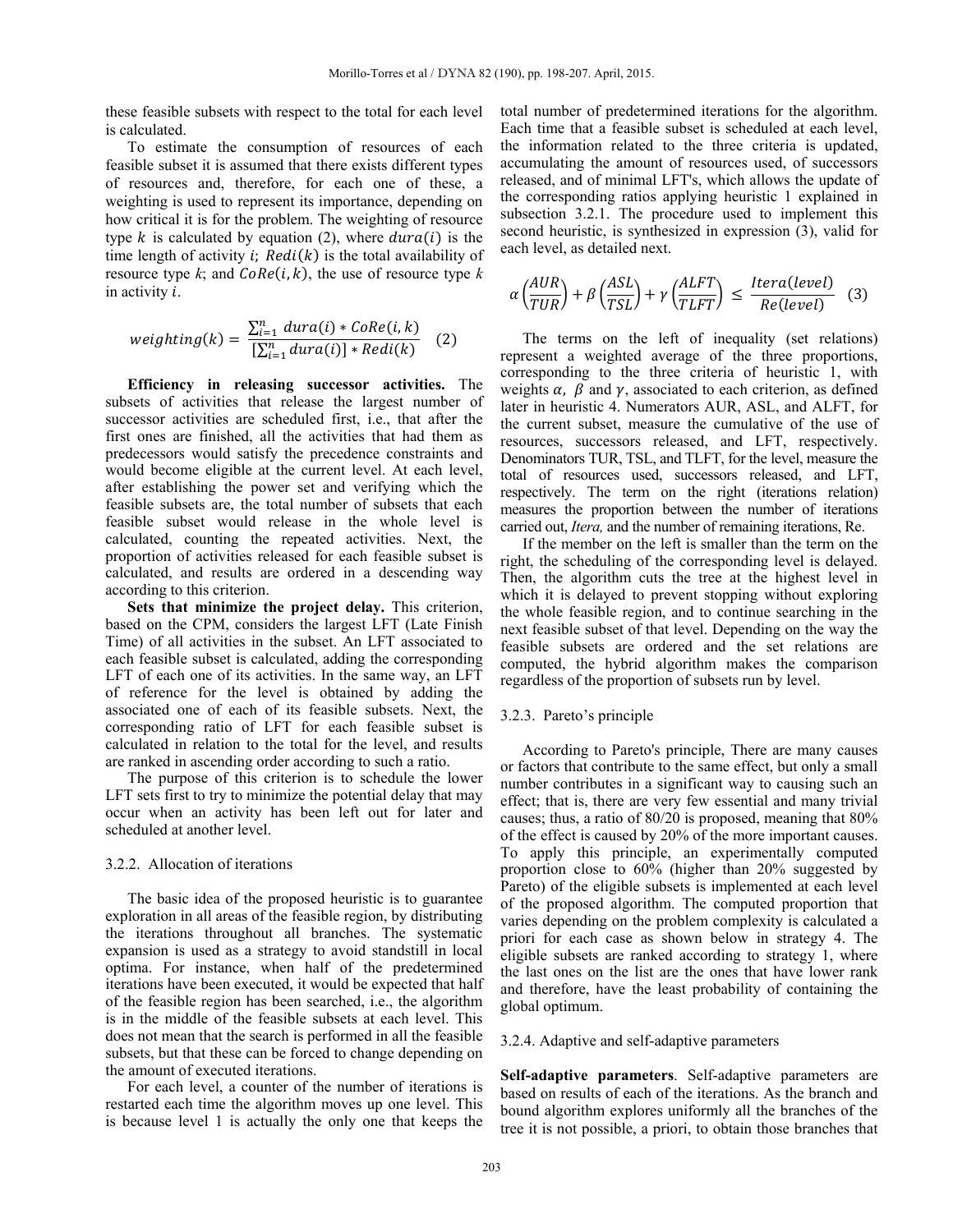these feasible subsets with respect to the total for each level is calculated.

To estimate the consumption of resources of each feasible subset it is assumed that there exists different types of resources and, therefore, for each one of these, a weighting is used to represent its importance, depending on how critical it is for the problem. The weighting of resource type $k$ is calculated by equation (2), where $dura(i)$ is the time length of activity $i$; $Redi(k)$ is the total availability of resource type $k$; and $CoRe(i,k)$, the use of resource type $k$ in activity $i$.

$$weighting(k) = \frac{\sum_{i=1}^{n} dura(i) * CoRe(i,k)}{[\sum_{i=1}^{n} dura(i)] * Redi(k)} \quad (2)$$

**Efficiency in releasing successor activities.** The subsets of activities that release the largest number of successor activities are scheduled first, i.e., that after the first ones are finished, all the activities that had them as predecessors would satisfy the precedence constraints and would become eligible at the current level. At each level, after establishing the power set and verifying which the feasible subsets are, the total number of subsets that each feasible subset would release in the whole level is calculated, counting the repeated activities. Next, the proportion of activities released for each feasible subset is calculated, and results are ordered in a descending way according to this criterion.

**Sets that minimize the project delay.** This criterion, based on the CPM, considers the largest LFT (Late Finish Time) of all activities in the subset. An LFT associated to each feasible subset is calculated, adding the corresponding LFT of each one of its activities. In the same way, an LFT of reference for the level is obtained by adding the associated one of each of its feasible subsets. Next, the corresponding ratio of LFT for each feasible subset is calculated in relation to the total for the level, and results are ranked in ascending order according to such a ratio.

The purpose of this criterion is to schedule the lower LFT sets first to try to minimize the potential delay that may occur when an activity has been left out for later and scheduled at another level.

### 3.2.2. Allocation of iterations

The basic idea of the proposed heuristic is to guarantee exploration in all areas of the feasible region, by distributing the iterations throughout all branches. The systematic expansion is used as a strategy to avoid standstill in local optima. For instance, when half of the predetermined iterations have been executed, it would be expected that half of the feasible region has been searched, i.e., the algorithm is in the middle of the feasible subsets at each level. This does not mean that the search is performed in all the feasible subsets, but that these can be forced to change depending on the amount of executed iterations.

For each level, a counter of the number of iterations is restarted each time the algorithm moves up one level. This is because level 1 is actually the only one that keeps the total number of predetermined iterations for the algorithm. Each time that a feasible subset is scheduled at each level, the information related to the three criteria is updated, accumulating the amount of resources used, of successors released, and of minimal LFT's, which allows the update of the corresponding ratios applying heuristic 1 explained in subsection 3.2.1. The procedure used to implement this second heuristic, is synthesized in expression (3), valid for each level, as detailed next.

$$\alpha\left(\frac{AUR}{TUR}\right) + \beta\left(\frac{ASL}{TSL}\right) + \gamma\left(\frac{ALFT}{TLFT}\right) \leq \frac{Itera(level)}{Re(level)} \quad (3)$$

The terms on the left of inequality (set relations) represent a weighted average of the three proportions, corresponding to the three criteria of heuristic 1, with weights $\alpha$, $\beta$ and $\gamma$, associated to each criterion, as defined later in heuristic 4. Numerators AUR, ASL, and ALFT, for the current subset, measure the cumulative of the use of resources, successors released, and LFT, respectively. Denominators TUR, TSL, and TLFT, for the level, measure the total of resources used, successors released, and LFT, respectively. The term on the right (iterations relation) measures the proportion between the number of iterations carried out, *Itera,* and the number of remaining iterations, Re.

If the member on the left is smaller than the term on the right, the scheduling of the corresponding level is delayed. Then, the algorithm cuts the tree at the highest level in which it is delayed to prevent stopping without exploring the whole feasible region, and to continue searching in the next feasible subset of that level. Depending on the way the feasible subsets are ordered and the set relations are computed, the hybrid algorithm makes the comparison regardless of the proportion of subsets run by level.

### 3.2.3. Pareto's principle

According to Pareto's principle, There are many causes or factors that contribute to the same effect, but only a small number contributes in a significant way to causing such an effect; that is, there are very few essential and many trivial causes; thus, a ratio of 80/20 is proposed, meaning that 80% of the effect is caused by 20% of the more important causes. To apply this principle, an experimentally computed proportion close to 60% (higher than 20% suggested by Pareto) of the eligible subsets is implemented at each level of the proposed algorithm. The computed proportion that varies depending on the problem complexity is calculated a priori for each case as shown below in strategy 4. The eligible subsets are ranked according to strategy 1, where the last ones on the list are the ones that have lower rank and therefore, have the least probability of containing the global optimum.

### 3.2.4. Adaptive and self-adaptive parameters

**Self-adaptive parameters**. Self-adaptive parameters are based on results of each of the iterations. As the branch and bound algorithm explores uniformly all the branches of the tree it is not possible, a priori, to obtain those branches that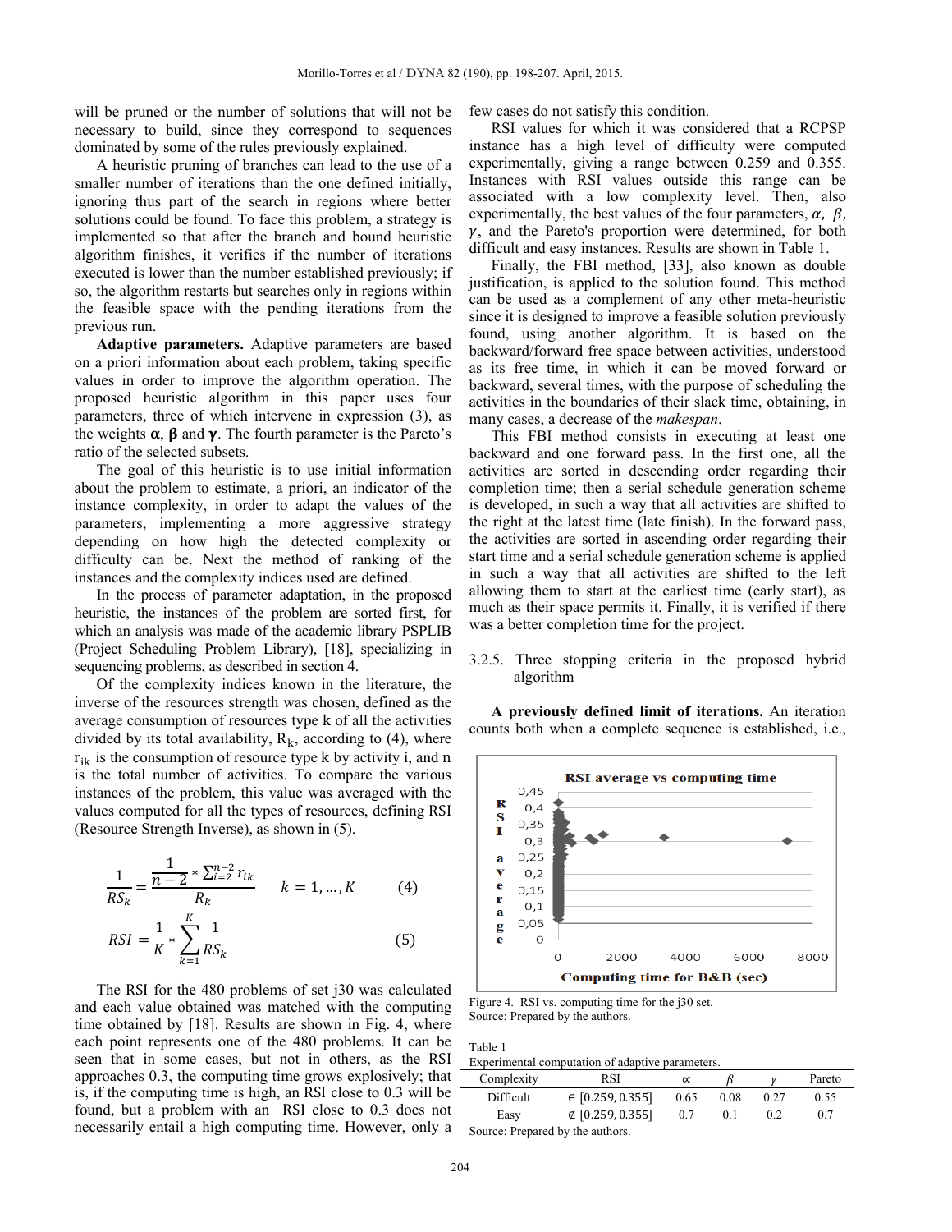will be pruned or the number of solutions that will not be necessary to build, since they correspond to sequences dominated by some of the rules previously explained.

A heuristic pruning of branches can lead to the use of a smaller number of iterations than the one defined initially, ignoring thus part of the search in regions where better solutions could be found. To face this problem, a strategy is implemented so that after the branch and bound heuristic algorithm finishes, it verifies if the number of iterations executed is lower than the number established previously; if so, the algorithm restarts but searches only in regions within the feasible space with the pending iterations from the previous run.

**Adaptive parameters.** Adaptive parameters are based on a priori information about each problem, taking specific values in order to improve the algorithm operation. The proposed heuristic algorithm in this paper uses four parameters, three of which intervene in expression (3), as the weights $\boldsymbol{\alpha}$, $\boldsymbol{\beta}$ and $\boldsymbol{\gamma}$. The fourth parameter is the Pareto's ratio of the selected subsets.

The goal of this heuristic is to use initial information about the problem to estimate, a priori, an indicator of the instance complexity, in order to adapt the values of the parameters, implementing a more aggressive strategy depending on how high the detected complexity or difficulty can be. Next the method of ranking of the instances and the complexity indices used are defined.

In the process of parameter adaptation, in the proposed heuristic, the instances of the problem are sorted first, for which an analysis was made of the academic library PSPLIB (Project Scheduling Problem Library), [18], specializing in sequencing problems, as described in section 4.

Of the complexity indices known in the literature, the inverse of the resources strength was chosen, defined as the average consumption of resources type k of all the activities divided by its total availability, $R_k$, according to (4), where $r_{ik}$ is the consumption of resource type k by activity i, and n is the total number of activities. To compare the various instances of the problem, this value was averaged with the values computed for all the types of resources, defining RSI (Resource Strength Inverse), as shown in (5).

$$\frac{1}{RS_k} = \frac{\frac{1}{n-2} * \sum_{i=2}^{n-2} r_{ik}}{R_k} \qquad k = 1, \ldots, K \tag{4}$$

$$RSI = \frac{1}{K} * \sum_{k=1}^{K} \frac{1}{RS_k} \tag{5}$$

The RSI for the 480 problems of set j30 was calculated and each value obtained was matched with the computing time obtained by [18]. Results are shown in Fig. 4, where each point represents one of the 480 problems. It can be seen that in some cases, but not in others, as the RSI approaches 0.3, the computing time grows explosively; that is, if the computing time is high, an RSI close to 0.3 will be found, but a problem with an RSI close to 0.3 does not necessarily entail a high computing time. However, only a few cases do not satisfy this condition.

RSI values for which it was considered that a RCPSP instance has a high level of difficulty were computed experimentally, giving a range between 0.259 and 0.355. Instances with RSI values outside this range can be associated with a low complexity level. Then, also experimentally, the best values of the four parameters, $\alpha$, $\beta$, $\gamma$, and the Pareto's proportion were determined, for both difficult and easy instances. Results are shown in Table 1.

Finally, the FBI method, [33], also known as double justification, is applied to the solution found. This method can be used as a complement of any other meta-heuristic since it is designed to improve a feasible solution previously found, using another algorithm. It is based on the backward/forward free space between activities, understood as its free time, in which it can be moved forward or backward, several times, with the purpose of scheduling the activities in the boundaries of their slack time, obtaining, in many cases, a decrease of the *makespan*.

This FBI method consists in executing at least one backward and one forward pass. In the first one, all the activities are sorted in descending order regarding their completion time; then a serial schedule generation scheme is developed, in such a way that all activities are shifted to the right at the latest time (late finish). In the forward pass, the activities are sorted in ascending order regarding their start time and a serial schedule generation scheme is applied in such a way that all activities are shifted to the left allowing them to start at the earliest time (early start), as much as their space permits it. Finally, it is verified if there was a better completion time for the project.

#### 3.2.5. Three stopping criteria in the proposed hybrid algorithm

**A previously defined limit of iterations.** An iteration counts both when a complete sequence is established, i.e.,

Figure 4. RSI vs. computing time for the j30 set.
Source: Prepared by the authors.

Table 1
Experimental computation of adaptive parameters.

| Complexity | RSI | $\alpha$ | $\beta$ | $\gamma$ | Pareto |
|---|---|---|---|---|---|
| Difficult | $\in [0.259, 0.355]$ | 0.65 | 0.08 | 0.27 | 0.55 |
| Easy | $\notin [0.259, 0.355]$ | 0.7 | 0.1 | 0.2 | 0.7 |

Source: Prepared by the authors.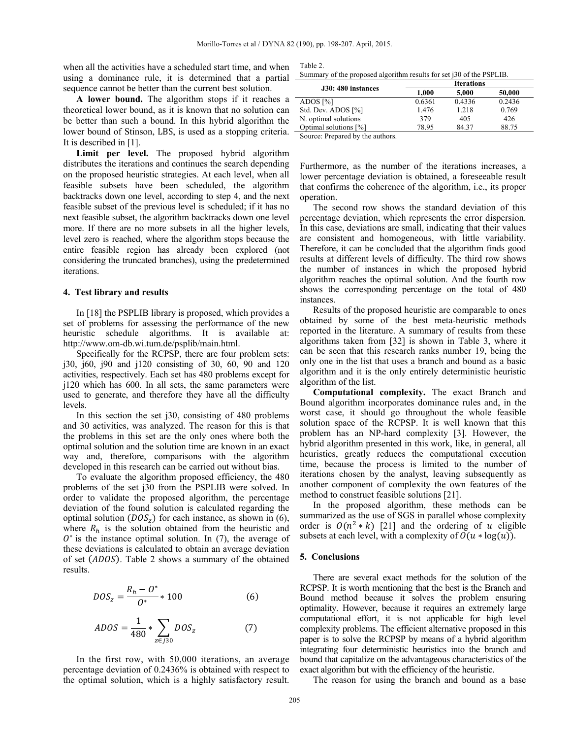when all the activities have a scheduled start time, and when using a dominance rule, it is determined that a partial sequence cannot be better than the current best solution.

**A lower bound.** The algorithm stops if it reaches a theoretical lower bound, as it is known that no solution can be better than such a bound. In this hybrid algorithm the lower bound of Stinson, LBS, is used as a stopping criteria. It is described in [1].

**Limit per level.** The proposed hybrid algorithm distributes the iterations and continues the search depending on the proposed heuristic strategies. At each level, when all feasible subsets have been scheduled, the algorithm backtracks down one level, according to step 4, and the next feasible subset of the previous level is scheduled; if it has no next feasible subset, the algorithm backtracks down one level more. If there are no more subsets in all the higher levels, level zero is reached, where the algorithm stops because the entire feasible region has already been explored (not considering the truncated branches), using the predetermined iterations.

## 4. Test library and results

In [18] the PSPLIB library is proposed, which provides a set of problems for assessing the performance of the new heuristic schedule algorithms. It is available at: http://www.om-db.wi.tum.de/psplib/main.html.

Specifically for the RCPSP, there are four problem sets: j30, j60, j90 and j120 consisting of 30, 60, 90 and 120 activities, respectively. Each set has 480 problems except for j120 which has 600. In all sets, the same parameters were used to generate, and therefore they have all the difficulty levels.

In this section the set j30, consisting of 480 problems and 30 activities, was analyzed. The reason for this is that the problems in this set are the only ones where both the optimal solution and the solution time are known in an exact way and, therefore, comparisons with the algorithm developed in this research can be carried out without bias.

To evaluate the algorithm proposed efficiency, the 480 problems of the set j30 from the PSPLIB were solved. In order to validate the proposed algorithm, the percentage deviation of the found solution is calculated regarding the optimal solution ($DOS_z$) for each instance, as shown in (6), where $R_h$ is the solution obtained from the heuristic and $O^*$ is the instance optimal solution. In (7), the average of these deviations is calculated to obtain an average deviation of set ($ADOS$). Table 2 shows a summary of the obtained results.

$$DOS_z = \frac{R_h - O^*}{O^*} * 100 \tag{6}$$

$$ADOS = \frac{1}{480} * \sum_{z \in j30} DOS_z \tag{7}$$

In the first row, with 50,000 iterations, an average percentage deviation of 0.2436% is obtained with respect to the optimal solution, which is a highly satisfactory result.

Table 2.
Summary of the proposed algorithm results for set j30 of the PSPLIB.

| J30: 480 instances | Iterations | | |
|---|---|---|---|
| | 1,000 | 5,000 | 50,000 |
| ADOS [%] | 0.6361 | 0.4336 | 0.2436 |
| Std. Dev. ADOS [%] | 1.476 | 1.218 | 0.769 |
| N. optimal solutions | 379 | 405 | 426 |
| Optimal solutions [%] | 78.95 | 84.37 | 88.75 |

Source: Prepared by the authors.

Furthermore, as the number of the iterations increases, a lower percentage deviation is obtained, a foreseeable result that confirms the coherence of the algorithm, i.e., its proper operation.

The second row shows the standard deviation of this percentage deviation, which represents the error dispersion. In this case, deviations are small, indicating that their values are consistent and homogeneous, with little variability. Therefore, it can be concluded that the algorithm finds good results at different levels of difficulty. The third row shows the number of instances in which the proposed hybrid algorithm reaches the optimal solution. And the fourth row shows the corresponding percentage on the total of 480 instances.

Results of the proposed heuristic are comparable to ones obtained by some of the best meta-heuristic methods reported in the literature. A summary of results from these algorithms taken from [32] is shown in Table 3, where it can be seen that this research ranks number 19, being the only one in the list that uses a branch and bound as a basic algorithm and it is the only entirely deterministic heuristic algorithm of the list.

**Computational complexity.** The exact Branch and Bound algorithm incorporates dominance rules and, in the worst case, it should go throughout the whole feasible solution space of the RCPSP. It is well known that this problem has an NP-hard complexity [3]. However, the hybrid algorithm presented in this work, like, in general, all heuristics, greatly reduces the computational execution time, because the process is limited to the number of iterations chosen by the analyst, leaving subsequently as another component of complexity the own features of the method to construct feasible solutions [21].

In the proposed algorithm, these methods can be summarized as the use of SGS in parallel whose complexity order is $O(n^2 * k)$ [21] and the ordering of $u$ eligible subsets at each level, with a complexity of $O(u * \log(u))$.

## 5. Conclusions

There are several exact methods for the solution of the RCPSP. It is worth mentioning that the best is the Branch and Bound method because it solves the problem ensuring optimality. However, because it requires an extremely large computational effort, it is not applicable for high level complexity problems. The efficient alternative proposed in this paper is to solve the RCPSP by means of a hybrid algorithm integrating four deterministic heuristics into the branch and bound that capitalize on the advantageous characteristics of the exact algorithm but with the efficiency of the heuristic.

The reason for using the branch and bound as a base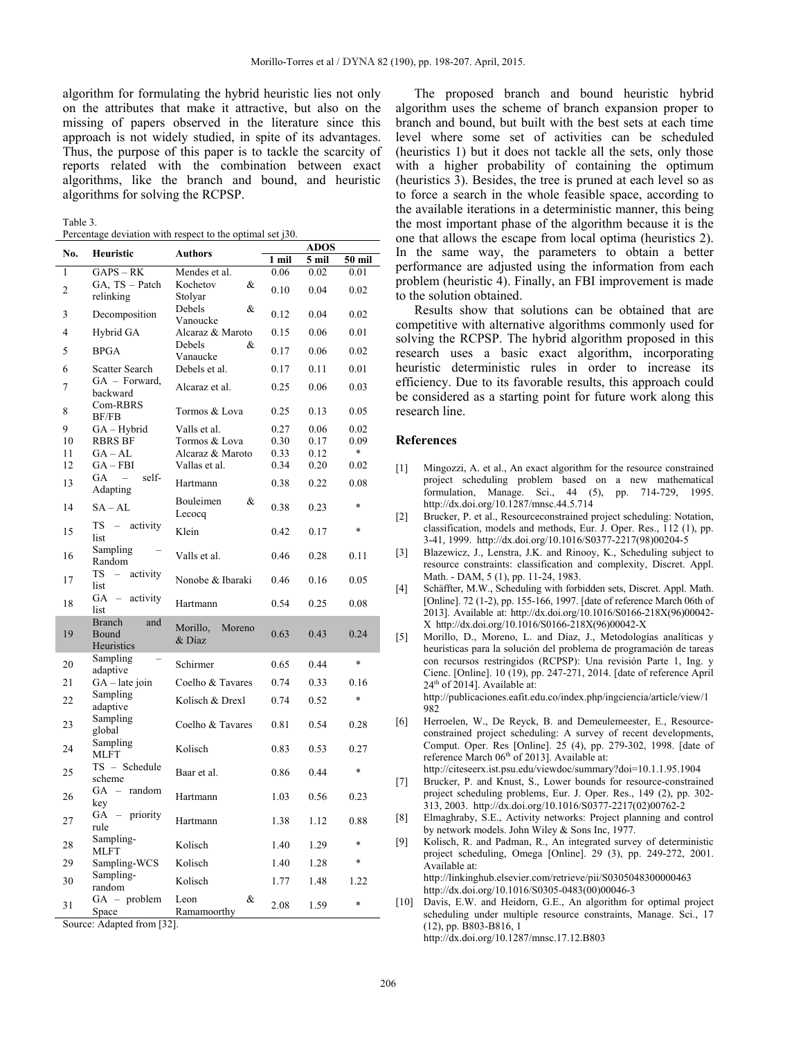algorithm for formulating the hybrid heuristic lies not only on the attributes that make it attractive, but also on the missing of papers observed in the literature since this approach is not widely studied, in spite of its advantages. Thus, the purpose of this paper is to tackle the scarcity of reports related with the combination between exact algorithms, like the branch and bound, and heuristic algorithms for solving the RCPSP.

Table 3.
Percentage deviation with respect to the optimal set j30.

| No. | Heuristic | Authors | ADOS | | |
|---|---|---|---|---|---|
| | | | 1 mil | 5 mil | 50 mil |
| 1 | GAPS – RK | Mendes et al. | 0.06 | 0.02 | 0.01 |
| 2 | GA, TS – Patch relinking | Kochetov & Stolyar | 0.10 | 0.04 | 0.02 |
| 3 | Decomposition | Debels & Vanoucke | 0.12 | 0.04 | 0.02 |
| 4 | Hybrid GA | Alcaraz & Maroto | 0.15 | 0.06 | 0.01 |
| 5 | BPGA | Debels & Vanaucke | 0.17 | 0.06 | 0.02 |
| 6 | Scatter Search | Debels et al. | 0.17 | 0.11 | 0.01 |
| 7 | GA – Forward, backward | Alcaraz et al. | 0.25 | 0.06 | 0.03 |
| 8 | Com-RBRS BF/FB | Tormos & Lova | 0.25 | 0.13 | 0.05 |
| 9 | GA – Hybrid | Valls et al. | 0.27 | 0.06 | 0.02 |
| 10 | RBRS BF | Tormos & Lova | 0.30 | 0.17 | 0.09 |
| 11 | GA – AL | Alcaraz & Maroto | 0.33 | 0.12 | * |
| 12 | GA – FBI | Vallas et al. | 0.34 | 0.20 | 0.02 |
| 13 | GA – self-Adapting | Hartmann | 0.38 | 0.22 | 0.08 |
| 14 | SA – AL | Bouleimen & Lecocq | 0.38 | 0.23 | * |
| 15 | TS – activity list | Klein | 0.42 | 0.17 | * |
| 16 | Sampling – Random | Valls et al. | 0.46 | 0.28 | 0.11 |
| 17 | TS – activity list | Nonobe & Ibaraki | 0.46 | 0.16 | 0.05 |
| 18 | GA – activity list | Hartmann | 0.54 | 0.25 | 0.08 |
| 19 | Branch and Bound Heuristics | Morillo, Moreno & Díaz | 0.63 | 0.43 | 0.24 |
| 20 | Sampling – adaptive | Schirmer | 0.65 | 0.44 | * |
| 21 | GA – late join | Coelho & Tavares | 0.74 | 0.33 | 0.16 |
| 22 | Sampling adaptive | Kolisch & Drexl | 0.74 | 0.52 | * |
| 23 | Sampling global | Coelho & Tavares | 0.81 | 0.54 | 0.28 |
| 24 | Sampling MLFT | Kolisch | 0.83 | 0.53 | 0.27 |
| 25 | TS – Schedule scheme | Baar et al. | 0.86 | 0.44 | * |
| 26 | GA – random key | Hartmann | 1.03 | 0.56 | 0.23 |
| 27 | GA – priority rule | Hartmann | 1.38 | 1.12 | 0.88 |
| 28 | Sampling-MLFT | Kolisch | 1.40 | 1.29 | * |
| 29 | Sampling-WCS | Kolisch | 1.40 | 1.28 | * |
| 30 | Sampling-random | Kolisch | 1.77 | 1.48 | 1.22 |
| 31 | GA – problem Space | Leon & Ramamoorthy | 2.08 | 1.59 | * |

Source: Adapted from [32].

The proposed branch and bound heuristic hybrid algorithm uses the scheme of branch expansion proper to branch and bound, but built with the best sets at each time level where some set of activities can be scheduled (heuristics 1) but it does not tackle all the sets, only those with a higher probability of containing the optimum (heuristics 3). Besides, the tree is pruned at each level so as to force a search in the whole feasible space, according to the available iterations in a deterministic manner, this being the most important phase of the algorithm because it is the one that allows the escape from local optima (heuristics 2). In the same way, the parameters to obtain a better performance are adjusted using the information from each problem (heuristic 4). Finally, an FBI improvement is made to the solution obtained.

Results show that solutions can be obtained that are competitive with alternative algorithms commonly used for solving the RCPSP. The hybrid algorithm proposed in this research uses a basic exact algorithm, incorporating heuristic deterministic rules in order to increase its efficiency. Due to its favorable results, this approach could be considered as a starting point for future work along this research line.

## References

[1] Mingozzi, A. et al., An exact algorithm for the resource constrained project scheduling problem based on a new mathematical formulation, Manage. Sci., 44 (5), pp. 714-729, 1995. http://dx.doi.org/10.1287/mnsc.44.5.714

[2] Brucker, P. et al., Resourceconstrained project scheduling: Notation, classification, models and methods, Eur. J. Oper. Res., 112 (1), pp. 3-41, 1999. http://dx.doi.org/10.1016/S0377-2217(98)00204-5

[3] Blazewicz, J., Lenstra, J.K. and Rinooy, K., Scheduling subject to resource constraints: classification and complexity, Discret. Appl. Math. - DAM, 5 (1), pp. 11-24, 1983.

[4] Schäffter, M.W., Scheduling with forbidden sets, Discret. Appl. Math. [Online]. 72 (1-2), pp. 155-166, 1997. [date of reference March 06th of 2013]. Available at: http://dx.doi.org/10.1016/S0166-218X(96)00042-X http://dx.doi.org/10.1016/S0166-218X(96)00042-X

[5] Morillo, D., Moreno, L. and Díaz, J., Metodologías analíticas y heurísticas para la solución del problema de programación de tareas con recursos restringidos (RCPSP): Una revisión Parte 1, Ing. y Cienc. [Online]. 10 (19), pp. 247-271, 2014. [date of reference April 24th of 2014]. Available at: http://publicaciones.eafit.edu.co/index.php/ingciencia/article/view/1982

[6] Herroelen, W., De Reyck, B. and Demeulemeester, E., Resource-constrained project scheduling: A survey of recent developments, Comput. Oper. Res [Online]. 25 (4), pp. 279-302, 1998. [date of reference March 06th of 2013]. Available at: http://citeseerx.ist.psu.edu/viewdoc/summary?doi=10.1.1.95.1904

[7] Brucker, P. and Knust, S., Lower bounds for resource-constrained project scheduling problems, Eur. J. Oper. Res., 149 (2), pp. 302-313, 2003. http://dx.doi.org/10.1016/S0377-2217(02)00762-2

[8] Elmaghraby, S.E., Activity networks: Project planning and control by network models. John Wiley & Sons Inc, 1977.

[9] Kolisch, R. and Padman, R., An integrated survey of deterministic project scheduling, Omega [Online]. 29 (3), pp. 249-272, 2001. Available at: http://linkinghub.elsevier.com/retrieve/pii/S0305048300000463 http://dx.doi.org/10.1016/S0305-0483(00)00046-3

[10] Davis, E.W. and Heidorn, G.E., An algorithm for optimal project scheduling under multiple resource constraints, Manage. Sci., 17 (12), pp. B803-B816, 1 http://dx.doi.org/10.1287/mnsc.17.12.B803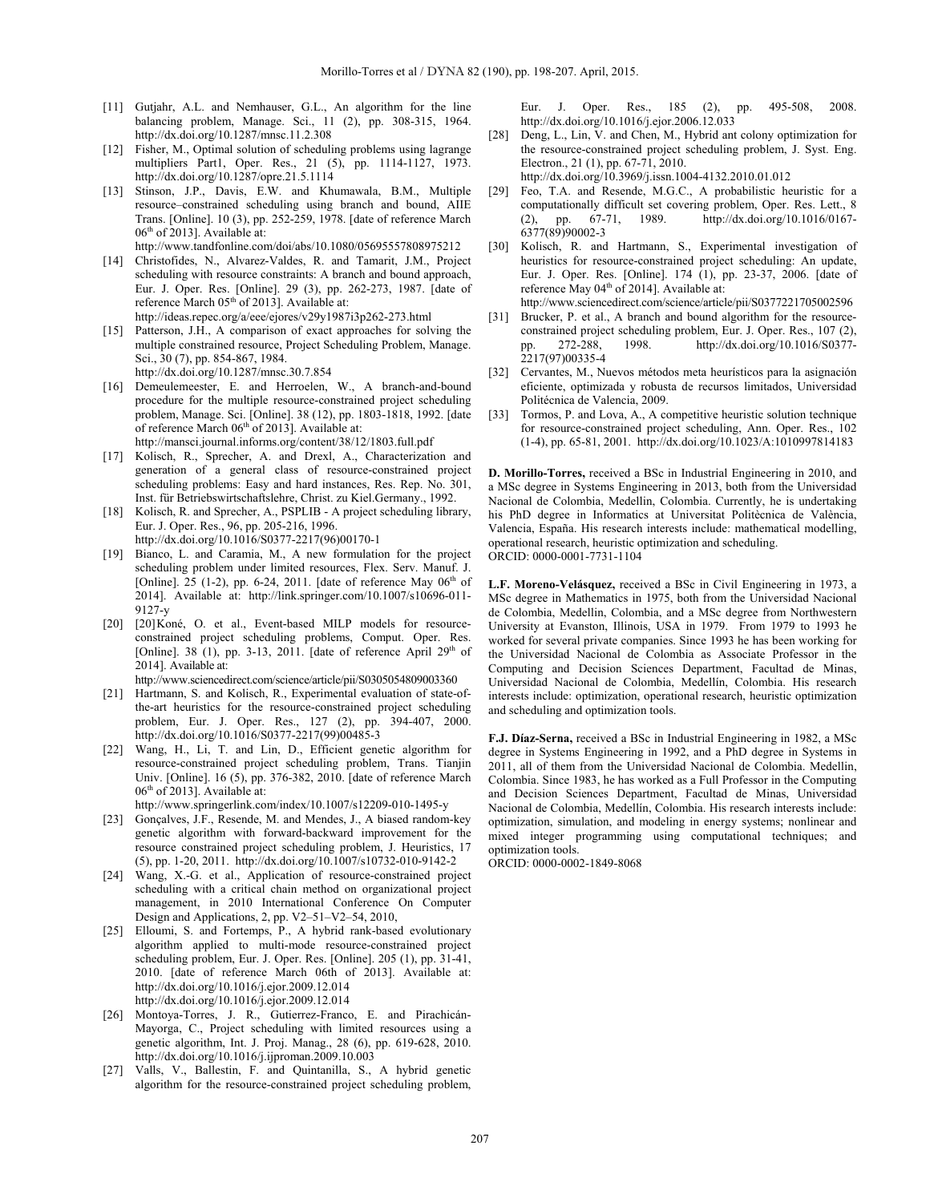[11] Gutjahr, A.L. and Nemhauser, G.L., An algorithm for the line balancing problem, Manage. Sci., 11 (2), pp. 308-315, 1964. http://dx.doi.org/10.1287/mnsc.11.2.308

[12] Fisher, M., Optimal solution of scheduling problems using lagrange multipliers Part1, Oper. Res., 21 (5), pp. 1114-1127, 1973. http://dx.doi.org/10.1287/opre.21.5.1114

[13] Stinson, J.P., Davis, E.W. and Khumawala, B.M., Multiple resource–constrained scheduling using branch and bound, AIIE Trans. [Online]. 10 (3), pp. 252-259, 1978. [date of reference March 06th of 2013]. Available at: http://www.tandfonline.com/doi/abs/10.1080/05695557808975212

[14] Christofides, N., Alvarez-Valdes, R. and Tamarit, J.M., Project scheduling with resource constraints: A branch and bound approach, Eur. J. Oper. Res. [Online]. 29 (3), pp. 262-273, 1987. [date of reference March 05th of 2013]. Available at: http://ideas.repec.org/a/eee/ejores/v29y1987i3p262-273.html

[15] Patterson, J.H., A comparison of exact approaches for solving the multiple constrained resource, Project Scheduling Problem, Manage. Sci., 30 (7), pp. 854-867, 1984. http://dx.doi.org/10.1287/mnsc.30.7.854

[16] Demeulemeester, E. and Herroelen, W., A branch-and-bound procedure for the multiple resource-constrained project scheduling problem, Manage. Sci. [Online]. 38 (12), pp. 1803-1818, 1992. [date of reference March 06th of 2013]. Available at: http://mansci.journal.informs.org/content/38/12/1803.full.pdf

[17] Kolisch, R., Sprecher, A. and Drexl, A., Characterization and generation of a general class of resource-constrained project scheduling problems: Easy and hard instances, Res. Rep. No. 301, Inst. für Betriebswirtschaftslehre, Christ. zu Kiel.Germany., 1992.

[18] Kolisch, R. and Sprecher, A., PSPLIB - A project scheduling library, Eur. J. Oper. Res., 96, pp. 205-216, 1996. http://dx.doi.org/10.1016/S0377-2217(96)00170-1

[19] Bianco, L. and Caramia, M., A new formulation for the project scheduling problem under limited resources, Flex. Serv. Manuf. J. [Online]. 25 (1-2), pp. 6-24, 2011. [date of reference May 06th of 2014]. Available at: http://link.springer.com/10.1007/s10696-011-9127-y

[20] [20]Koné, O. et al., Event-based MILP models for resource-constrained project scheduling problems, Comput. Oper. Res. [Online]. 38 (1), pp. 3-13, 2011. [date of reference April 29th of 2014]. Available at: http://www.sciencedirect.com/science/article/pii/S0305054809003360

[21] Hartmann, S. and Kolisch, R., Experimental evaluation of state-of-the-art heuristics for the resource-constrained project scheduling problem, Eur. J. Oper. Res., 127 (2), pp. 394-407, 2000. http://dx.doi.org/10.1016/S0377-2217(99)00485-3

[22] Wang, H., Li, T. and Lin, D., Efficient genetic algorithm for resource-constrained project scheduling problem, Trans. Tianjin Univ. [Online]. 16 (5), pp. 376-382, 2010. [date of reference March 06th of 2013]. Available at: http://www.springerlink.com/index/10.1007/s12209-010-1495-y

[23] Gonçalves, J.F., Resende, M. and Mendes, J., A biased random-key genetic algorithm with forward-backward improvement for the resource constrained project scheduling problem, J. Heuristics, 17 (5), pp. 1-20, 2011. http://dx.doi.org/10.1007/s10732-010-9142-2

[24] Wang, X.-G. et al., Application of resource-constrained project scheduling with a critical chain method on organizational project management, in 2010 International Conference On Computer Design and Applications, 2, pp. V2–51–V2–54, 2010,

[25] Elloumi, S. and Fortemps, P., A hybrid rank-based evolutionary algorithm applied to multi-mode resource-constrained project scheduling problem, Eur. J. Oper. Res. [Online]. 205 (1), pp. 31-41, 2010. [date of reference March 06th of 2013]. Available at: http://dx.doi.org/10.1016/j.ejor.2009.12.014 http://dx.doi.org/10.1016/j.ejor.2009.12.014

[26] Montoya-Torres, J. R., Gutierrez-Franco, E. and Pirachicán-Mayorga, C., Project scheduling with limited resources using a genetic algorithm, Int. J. Proj. Manag., 28 (6), pp. 619-628, 2010. http://dx.doi.org/10.1016/j.ijproman.2009.10.003

[27] Valls, V., Ballestin, F. and Quintanilla, S., A hybrid genetic algorithm for the resource-constrained project scheduling problem, Eur. J. Oper. Res., 185 (2), pp. 495-508, 2008. http://dx.doi.org/10.1016/j.ejor.2006.12.033

[28] Deng, L., Lin, V. and Chen, M., Hybrid ant colony optimization for the resource-constrained project scheduling problem, J. Syst. Eng. Electron., 21 (1), pp. 67-71, 2010. http://dx.doi.org/10.3969/j.issn.1004-4132.2010.01.012

[29] Feo, T.A. and Resende, M.G.C., A probabilistic heuristic for a computationally difficult set covering problem, Oper. Res. Lett., 8 (2), pp. 67-71, 1989. http://dx.doi.org/10.1016/0167-6377(89)90002-3

[30] Kolisch, R. and Hartmann, S., Experimental investigation of heuristics for resource-constrained project scheduling: An update, Eur. J. Oper. Res. [Online]. 174 (1), pp. 23-37, 2006. [date of reference May 04th of 2014]. Available at: http://www.sciencedirect.com/science/article/pii/S0377221705002596

[31] Brucker, P. et al., A branch and bound algorithm for the resource-constrained project scheduling problem, Eur. J. Oper. Res., 107 (2), pp. 272-288, 1998. http://dx.doi.org/10.1016/S0377-2217(97)00335-4

[32] Cervantes, M., Nuevos métodos meta heurísticos para la asignación eficiente, optimizada y robusta de recursos limitados, Universidad Politécnica de Valencia, 2009.

[33] Tormos, P. and Lova, A., A competitive heuristic solution technique for resource-constrained project scheduling, Ann. Oper. Res., 102 (1-4), pp. 65-81, 2001. http://dx.doi.org/10.1023/A:1010997814183

**D. Morillo-Torres,** received a BSc in Industrial Engineering in 2010, and a MSc degree in Systems Engineering in 2013, both from the Universidad Nacional de Colombia, Medellin, Colombia. Currently, he is undertaking his PhD degree in Informatics at Universitat Politècnica de València, Valencia, España. His research interests include: mathematical modelling, operational research, heuristic optimization and scheduling.
ORCID: 0000-0001-7731-1104

**L.F. Moreno-Velásquez,** received a BSc in Civil Engineering in 1973, a MSc degree in Mathematics in 1975, both from the Universidad Nacional de Colombia, Medellin, Colombia, and a MSc degree from Northwestern University at Evanston, Illinois, USA in 1979. From 1979 to 1993 he worked for several private companies. Since 1993 he has been working for the Universidad Nacional de Colombia as Associate Professor in the Computing and Decision Sciences Department, Facultad de Minas, Universidad Nacional de Colombia, Medellín, Colombia. His research interests include: optimization, operational research, heuristic optimization and scheduling and optimization tools.

**F.J. Díaz-Serna,** received a BSc in Industrial Engineering in 1982, a MSc degree in Systems Engineering in 1992, and a PhD degree in Systems in 2011, all of them from the Universidad Nacional de Colombia. Medellin, Colombia. Since 1983, he has worked as a Full Professor in the Computing and Decision Sciences Department, Facultad de Minas, Universidad Nacional de Colombia, Medellín, Colombia. His research interests include: optimization, simulation, and modeling in energy systems; nonlinear and mixed integer programming using computational techniques; and optimization tools.
ORCID: 0000-0002-1849-8068